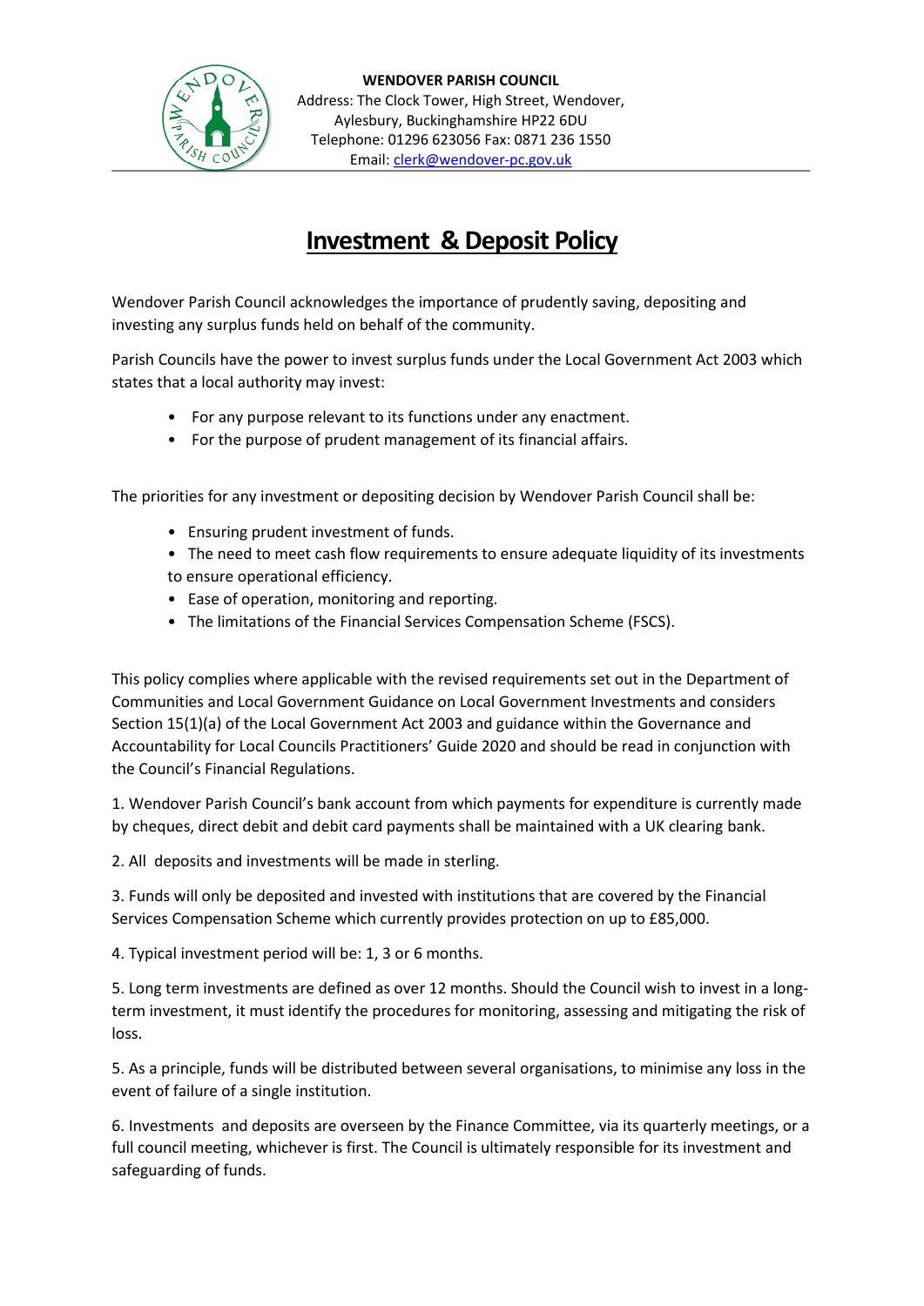**WENDOVER PARISH COUNCIL**
Address: The Clock Tower, High Street, Wendover, Aylesbury, Buckinghamshire HP22 6DU
Telephone: 01296 623056 Fax: 0871 236 1550
Email: clerk@wendover-pc.gov.uk

# Investment & Deposit Policy

Wendover Parish Council acknowledges the importance of prudently saving, depositing and investing any surplus funds held on behalf of the community.

Parish Councils have the power to invest surplus funds under the Local Government Act 2003 which states that a local authority may invest:

- For any purpose relevant to its functions under any enactment.
- For the purpose of prudent management of its financial affairs.

The priorities for any investment or depositing decision by Wendover Parish Council shall be:

- Ensuring prudent investment of funds.
- The need to meet cash flow requirements to ensure adequate liquidity of its investments to ensure operational efficiency.
- Ease of operation, monitoring and reporting.
- The limitations of the Financial Services Compensation Scheme (FSCS).

This policy complies where applicable with the revised requirements set out in the Department of Communities and Local Government Guidance on Local Government Investments and considers Section 15(1)(a) of the Local Government Act 2003 and guidance within the Governance and Accountability for Local Councils Practitioners' Guide 2020 and should be read in conjunction with the Council's Financial Regulations.

1. Wendover Parish Council's bank account from which payments for expenditure is currently made by cheques, direct debit and debit card payments shall be maintained with a UK clearing bank.

2. All deposits and investments will be made in sterling.

3. Funds will only be deposited and invested with institutions that are covered by the Financial Services Compensation Scheme which currently provides protection on up to £85,000.

4. Typical investment period will be: 1, 3 or 6 months.

5. Long term investments are defined as over 12 months. Should the Council wish to invest in a long-term investment, it must identify the procedures for monitoring, assessing and mitigating the risk of loss.

5. As a principle, funds will be distributed between several organisations, to minimise any loss in the event of failure of a single institution.

6. Investments and deposits are overseen by the Finance Committee, via its quarterly meetings, or a full council meeting, whichever is first. The Council is ultimately responsible for its investment and safeguarding of funds.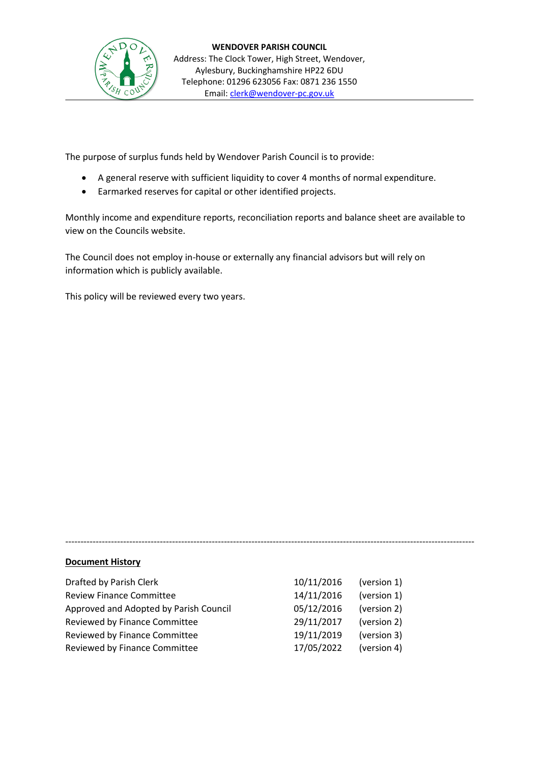**WENDOVER PARISH COUNCIL**
Address: The Clock Tower, High Street, Wendover, Aylesbury, Buckinghamshire HP22 6DU
Telephone: 01296 623056 Fax: 0871 236 1550
Email: clerk@wendover-pc.gov.uk

The purpose of surplus funds held by Wendover Parish Council is to provide:

- A general reserve with sufficient liquidity to cover 4 months of normal expenditure.
- Earmarked reserves for capital or other identified projects.

Monthly income and expenditure reports, reconciliation reports and balance sheet are available to view on the Councils website.

The Council does not employ in-house or externally any financial advisors but will rely on information which is publicly available.

This policy will be reviewed every two years.

---

**Document History**

| | | |
|---|---|---|
| Drafted by Parish Clerk | 10/11/2016 | (version 1) |
| Review Finance Committee | 14/11/2016 | (version 1) |
| Approved and Adopted by Parish Council | 05/12/2016 | (version 2) |
| Reviewed by Finance Committee | 29/11/2017 | (version 2) |
| Reviewed by Finance Committee | 19/11/2019 | (version 3) |
| Reviewed by Finance Committee | 17/05/2022 | (version 4) |